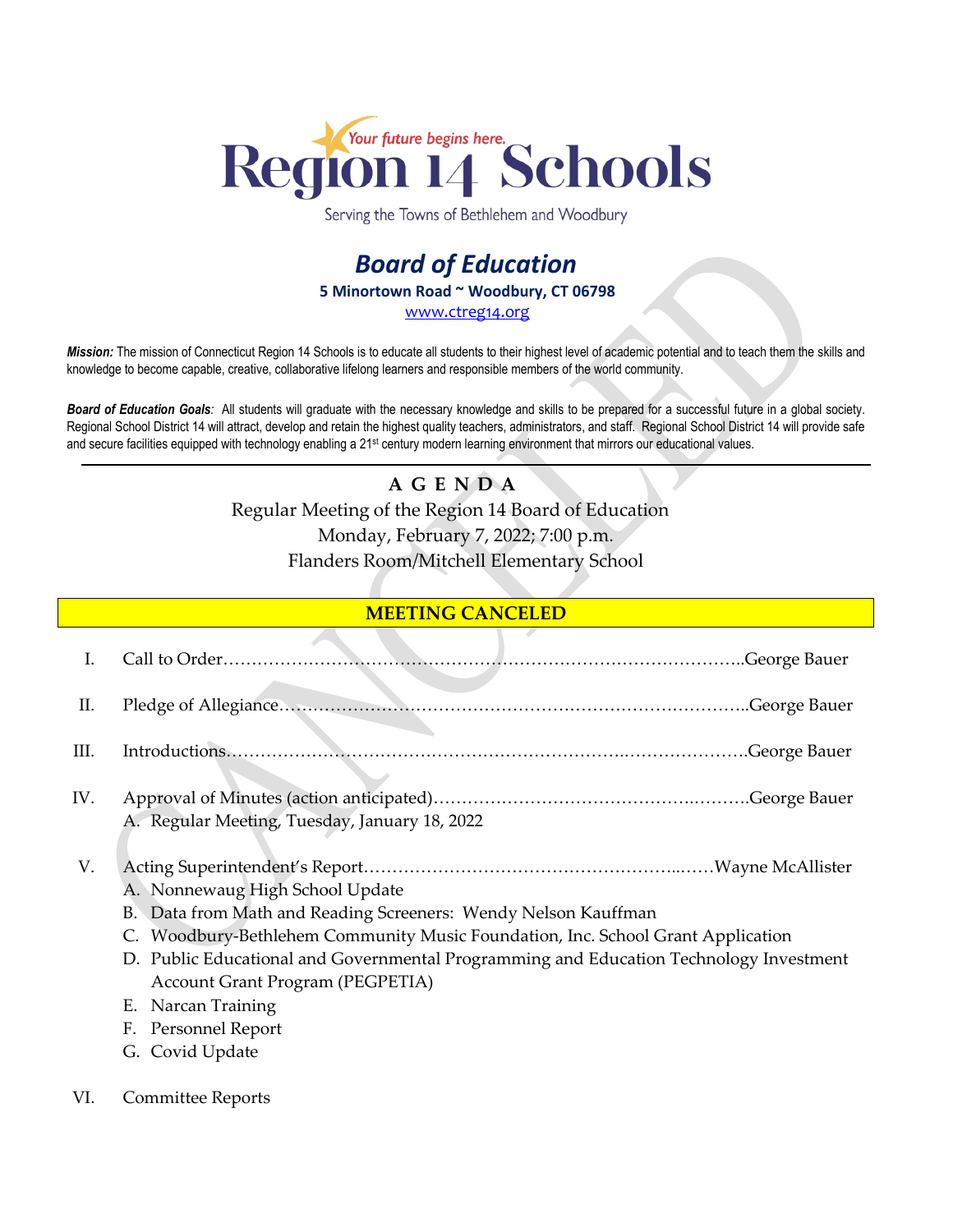# Region 14 Schools

*Your future begins here.*

Serving the Towns of Bethlehem and Woodbury

## *Board of Education*

**5 Minortown Road ~ Woodbury, CT 06798**

www.ctreg14.org

***Mission:*** The mission of Connecticut Region 14 Schools is to educate all students to their highest level of academic potential and to teach them the skills and knowledge to become capable, creative, collaborative lifelong learners and responsible members of the world community.

***Board of Education Goals**:* All students will graduate with the necessary knowledge and skills to be prepared for a successful future in a global society. Regional School District 14 will attract, develop and retain the highest quality teachers, administrators, and staff. Regional School District 14 will provide safe and secure facilities equipped with technology enabling a 21st century modern learning environment that mirrors our educational values.

---

**A G E N D A**

Regular Meeting of the Region 14 Board of Education

Monday, February 7, 2022; 7:00 p.m.

Flanders Room/Mitchell Elementary School

**MEETING CANCELED**

I. Call to Order……………………………………………………………………………..George Bauer

II. Pledge of Allegiance……………………………………………………………………..George Bauer

III. Introductions……………………………………………………………..………………….George Bauer

IV. Approval of Minutes (action anticipated)………………………………………..……….George Bauer
   A. Regular Meeting, Tuesday, January 18, 2022

V. Acting Superintendent's Report……………………………………………...……Wayne McAllister
   A. Nonnewaug High School Update
   B. Data from Math and Reading Screeners: Wendy Nelson Kauffman
   C. Woodbury-Bethlehem Community Music Foundation, Inc. School Grant Application
   D. Public Educational and Governmental Programming and Education Technology Investment Account Grant Program (PEGPETIA)
   E. Narcan Training
   F. Personnel Report
   G. Covid Update

VI. Committee Reports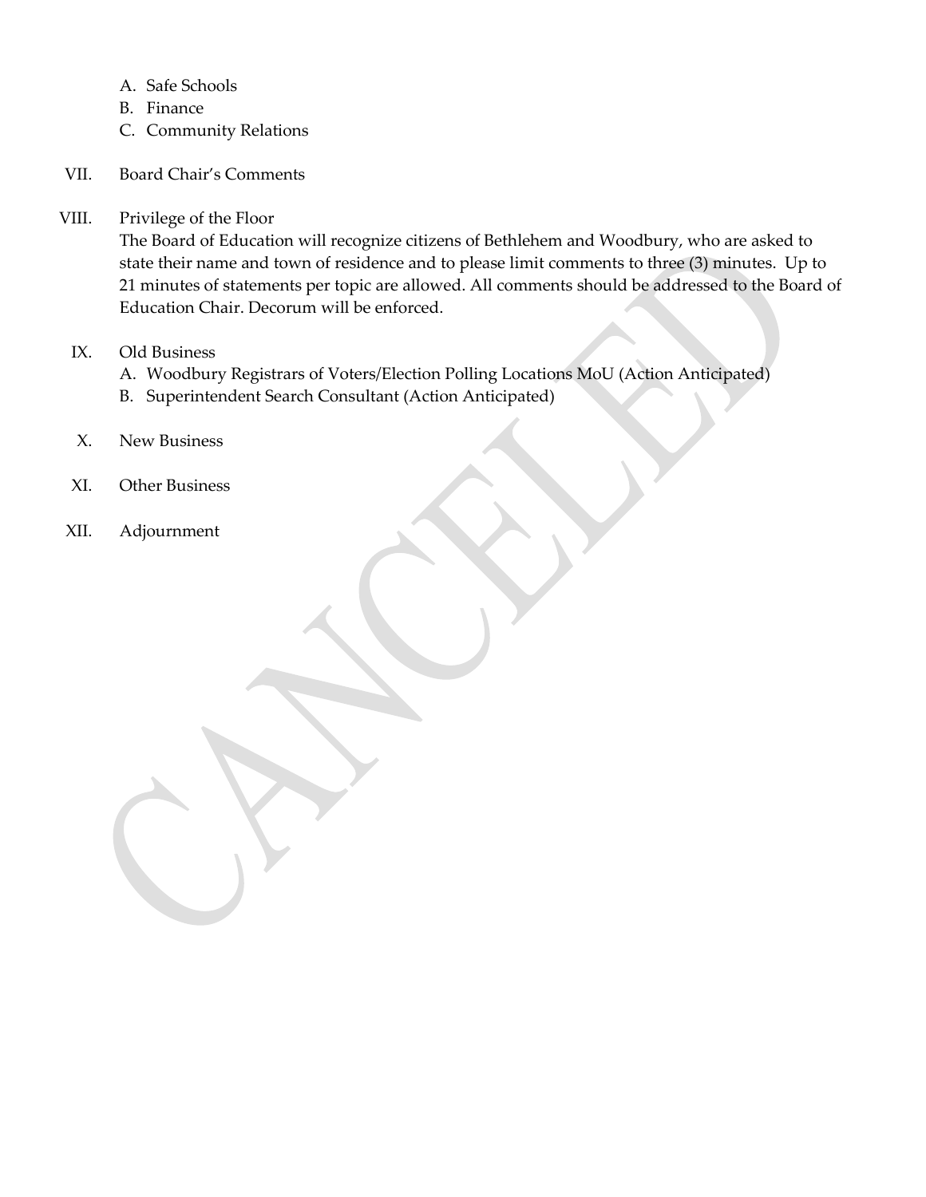A. Safe Schools
   B. Finance
   C. Community Relations

VII. Board Chair's Comments

VIII. Privilege of the Floor
The Board of Education will recognize citizens of Bethlehem and Woodbury, who are asked to state their name and town of residence and to please limit comments to three (3) minutes. Up to 21 minutes of statements per topic are allowed. All comments should be addressed to the Board of Education Chair. Decorum will be enforced.

IX. Old Business
   A. Woodbury Registrars of Voters/Election Polling Locations MoU (Action Anticipated)
   B. Superintendent Search Consultant (Action Anticipated)

X. New Business

XI. Other Business

XII. Adjournment

CANCELED